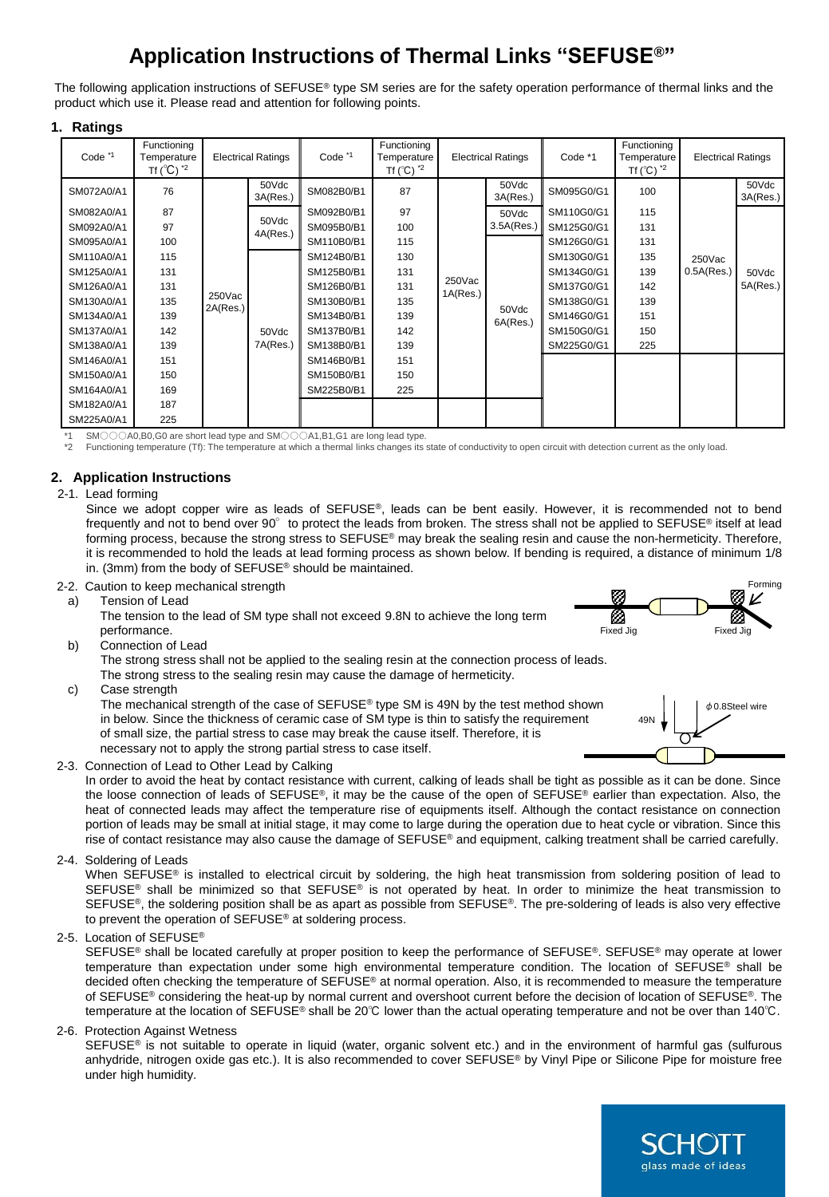# Application Instructions of Thermal Links "SEFUSE®"

The following application instructions of SEFUSE® type SM series are for the safety operation performance of thermal links and the product which use it. Please read and attention for following points.

## 1. Ratings

| Code *1 | Functioning Temperature Tf (℃) *2 | Electrical Ratings | | Code *1 | Functioning Temperature Tf (℃) *2 | Electrical Ratings | | Code *1 | Functioning Temperature Tf (℃) *2 | Electrical Ratings | |
|---|---|---|---|---|---|---|---|---|---|---|---|
| SM072A0/A1 | 76 | 250Vac 2A(Res.) | 50Vdc 3A(Res.) | SM082B0/B1 | 87 | 250Vac 1A(Res.) | 50Vdc 3A(Res.) | SM095G0/G1 | 100 | 250Vac 0.5A(Res.) | 50Vdc 3A(Res.) |
| SM082A0/A1 | 87 | | 50Vdc 4A(Res.) | SM092B0/B1 | 97 | | 50Vdc 3.5A(Res.) | SM110G0/G1 | 115 | | 50Vdc 5A(Res.) |
| SM092A0/A1 | 97 | | | SM095B0/B1 | 100 | | | SM125G0/G1 | 131 | | |
| SM095A0/A1 | 100 | | | SM110B0/B1 | 115 | | 50Vdc 6A(Res.) | SM126G0/G1 | 131 | | |
| SM110A0/A1 | 115 | | 50Vdc 7A(Res.) | SM124B0/B1 | 130 | | | SM130G0/G1 | 135 | | |
| SM125A0/A1 | 131 | | | SM125B0/B1 | 131 | | | SM134G0/G1 | 139 | | |
| SM126A0/A1 | 131 | | | SM126B0/B1 | 131 | | | SM137G0/G1 | 142 | | |
| SM130A0/A1 | 135 | | | SM130B0/B1 | 135 | | | SM138G0/G1 | 139 | | |
| SM134A0/A1 | 139 | | | SM134B0/B1 | 139 | | | SM146G0/G1 | 151 | | |
| SM137A0/A1 | 142 | | | SM137B0/B1 | 142 | | | SM150G0/G1 | 150 | | |
| SM138A0/A1 | 139 | | | SM138B0/B1 | 139 | | | SM225G0/G1 | 225 | | |
| SM146A0/A1 | 151 | | | SM146B0/B1 | 151 | | | | | | |
| SM150A0/A1 | 150 | | | SM150B0/B1 | 150 | | | | | | |
| SM164A0/A1 | 169 | | | SM225B0/B1 | 225 | | | | | | |
| SM182A0/A1 | 187 | | | | | | | | | | |
| SM225A0/A1 | 225 | | | | | | | | | | |

*1 SM○○○A0,B0,G0 are short lead type and SM○○○A1,B1,G1 are long lead type.

*2 Functioning temperature (Tf): The temperature at which a thermal links changes its state of conductivity to open circuit with detection current as the only load.

## 2. Application Instructions

### 2-1. Lead forming

Since we adopt copper wire as leads of SEFUSE®, leads can be bent easily. However, it is recommended not to bend frequently and not to bend over 90° to protect the leads from broken. The stress shall not be applied to SEFUSE® itself at lead forming process, because the strong stress to SEFUSE® may break the sealing resin and cause the non-hermeticity. Therefore, it is recommended to hold the leads at lead forming process as shown below. If bending is required, a distance of minimum 1/8 in. (3mm) from the body of SEFUSE® should be maintained.

Fixed Jig Forming Fixed Jig

### 2-2. Caution to keep mechanical strength

a) Tension of Lead

The tension to the lead of SM type shall not exceed 9.8N to achieve the long term performance.

b) Connection of Lead

The strong stress shall not be applied to the sealing resin at the connection process of leads. The strong stress to the sealing resin may cause the damage of hermeticity.

c) Case strength

The mechanical strength of the case of SEFUSE® type SM is 49N by the test method shown in below. Since the thickness of ceramic case of SM type is thin to satisfy the requirement of small size, the partial stress to case may break the cause itself. Therefore, it is necessary not to apply the strong partial stress to case itself.

49N ϕ0.8Steel wire

### 2-3. Connection of Lead to Other Lead by Calking

In order to avoid the heat by contact resistance with current, calking of leads shall be tight as possible as it can be done. Since the loose connection of leads of SEFUSE®, it may be the cause of the open of SEFUSE® earlier than expectation. Also, the heat of connected leads may affect the temperature rise of equipments itself. Although the contact resistance on connection portion of leads may be small at initial stage, it may come to large during the operation due to heat cycle or vibration. Since this rise of contact resistance may also cause the damage of SEFUSE® and equipment, calking treatment shall be carried carefully.

### 2-4. Soldering of Leads

When SEFUSE® is installed to electrical circuit by soldering, the high heat transmission from soldering position of lead to SEFUSE® shall be minimized so that SEFUSE® is not operated by heat. In order to minimize the heat transmission to SEFUSE®, the soldering position shall be as apart as possible from SEFUSE®. The pre-soldering of leads is also very effective to prevent the operation of SEFUSE® at soldering process.

### 2-5. Location of SEFUSE®

SEFUSE® shall be located carefully at proper position to keep the performance of SEFUSE®. SEFUSE® may operate at lower temperature than expectation under some high environmental temperature condition. The location of SEFUSE® shall be decided often checking the temperature of SEFUSE® at normal operation. Also, it is recommended to measure the temperature of SEFUSE® considering the heat-up by normal current and overshoot current before the decision of location of SEFUSE®. The temperature at the location of SEFUSE® shall be 20℃ lower than the actual operating temperature and not be over than 140℃.

### 2-6. Protection Against Wetness

SEFUSE® is not suitable to operate in liquid (water, organic solvent etc.) and in the environment of harmful gas (sulfurous anhydride, nitrogen oxide gas etc.). It is also recommended to cover SEFUSE® by Vinyl Pipe or Silicone Pipe for moisture free under high humidity.

SCHOTT glass made of ideas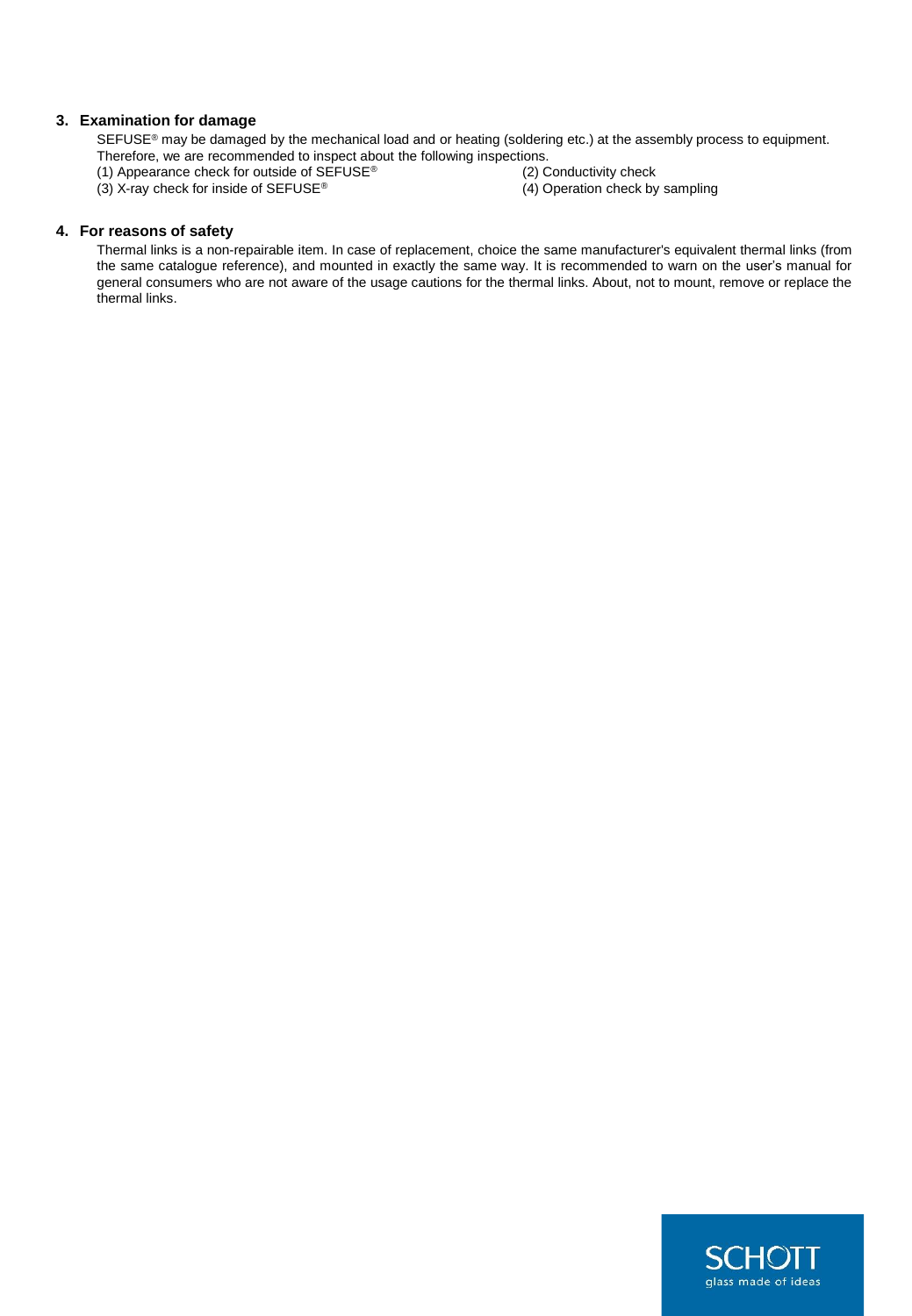## 3. Examination for damage

SEFUSE® may be damaged by the mechanical load and or heating (soldering etc.) at the assembly process to equipment. Therefore, we are recommended to inspect about the following inspections.

(1) Appearance check for outside of SEFUSE®

(2) Conductivity check

(3) X-ray check for inside of SEFUSE®

(4) Operation check by sampling

## 4. For reasons of safety

Thermal links is a non-repairable item. In case of replacement, choice the same manufacturer's equivalent thermal links (from the same catalogue reference), and mounted in exactly the same way. It is recommended to warn on the user's manual for general consumers who are not aware of the usage cautions for the thermal links. About, not to mount, remove or replace the thermal links.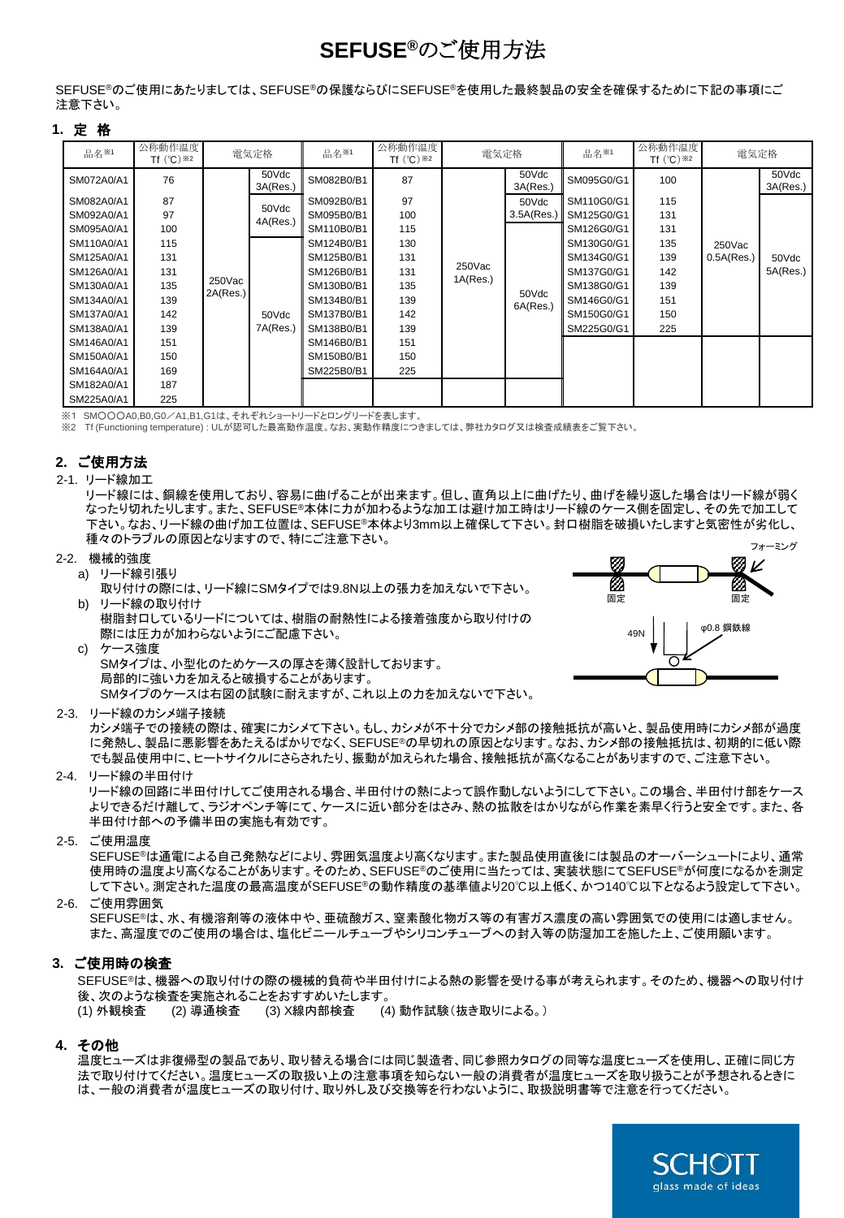# SEFUSE®のご使用方法

SEFUSE®のご使用にあたりましては、SEFUSE®の保護ならびにSEFUSE®を使用した最終製品の安全を確保するために下記の事項にご注意下さい。

## 1. 定 格

| 品名※1 | 公称動作温度 Tf (℃)※2 | 電気定格 | | 品名※1 | 公称動作温度 Tf (℃)※2 | 電気定格 | | 品名※1 | 公称動作温度 Tf (℃)※2 | 電気定格 | |
|---|---|---|---|---|---|---|---|---|---|---|---|
| SM072A0/A1 | 76 | 250Vac 2A(Res.) | 50Vdc 3A(Res.) | SM082B0/B1 | 87 | 250Vac 1A(Res.) | 50Vdc 3A(Res.) | SM095G0/G1 | 100 | 250Vac 0.5A(Res.) | 50Vdc 3A(Res.) |
| SM082A0/A1 | 87 | | 50Vdc 4A(Res.) | SM092B0/B1 | 97 | | 50Vdc 3.5A(Res.) | SM110G0/G1 | 115 | | 50Vdc 5A(Res.) |
| SM092A0/A1 | 97 | | | SM095B0/B1 | 100 | | | SM125G0/G1 | 131 | | |
| SM095A0/A1 | 100 | | | SM110B0/B1 | 115 | | 50Vdc 6A(Res.) | SM126G0/G1 | 131 | | |
| SM110A0/A1 | 115 | | 50Vdc 7A(Res.) | SM124B0/B1 | 130 | | | SM130G0/G1 | 135 | | |
| SM125A0/A1 | 131 | | | SM125B0/B1 | 131 | | | SM134G0/G1 | 139 | | |
| SM126A0/A1 | 131 | | | SM126B0/B1 | 131 | | | SM137G0/G1 | 142 | | |
| SM130A0/A1 | 135 | | | SM130B0/B1 | 135 | | | SM138G0/G1 | 139 | | |
| SM134A0/A1 | 139 | | | SM134B0/B1 | 139 | | | SM146G0/G1 | 151 | | |
| SM137A0/A1 | 142 | | | SM137B0/B1 | 142 | | | SM150G0/G1 | 150 | | |
| SM138A0/A1 | 139 | | | SM138B0/B1 | 139 | | | SM225G0/G1 | 225 | | |
| SM146A0/A1 | 151 | | | SM146B0/B1 | 151 | | | | | | |
| SM150A0/A1 | 150 | | | SM150B0/B1 | 150 | | | | | | |
| SM164A0/A1 | 169 | | | SM225B0/B1 | 225 | | | | | | |
| SM182A0/A1 | 187 | | | | | | | | | | |
| SM225A0/A1 | 225 | | | | | | | | | | |

※1 SM○○○A0,B0,G0／A1,B1,G1は、それぞれショートリードとロングリードを表します。
※2 Tf (Functioning temperature) : ULが認可した最高動作温度。なお、実動作精度につきましては、弊社カタログ又は検査成績表をご覧下さい。

## 2. ご使用方法

2-1. リード線加工

リード線には、銅線を使用しており、容易に曲げることが出来ます。但し、直角以上に曲げたり、曲げを繰り返した場合はリード線が弱くなったり切れたりします。また、SEFUSE®本体に力が加わるような加工は避け加工時はリード線のケース側を固定し、その先で加工して下さい。なお、リード線の曲げ加工位置は、SEFUSE®本体より3mm以上確保して下さい。封口樹脂を破損いたしますと気密性が劣化し、種々のトラブルの原因となりますので、特にご注意下さい。

2-2. 機械的強度

a) リード線引張り
取り付けの際には、リード線にSMタイプでは9.8N以上の張力を加えないで下さい。

b) リード線の取り付け
樹脂封口しているリードについては、樹脂の耐熱性による接着強度から取り付けの際には圧力が加わらないようにご配慮下さい。

c) ケース強度
SMタイプは、小型化のためケースの厚さを薄く設計しております。
局部的に強い力を加えると破損することがあります。
SMタイプのケースは右図の試験に耐えますが、これ以上の力を加えないで下さい。

フォーミング　固定　固定　49N　φ0.8 鋼鉄線

2-3. リード線のカシメ端子接続

カシメ端子での接続の際は、確実にカシメて下さい。もし、カシメが不十分でカシメ部の接触抵抗が高いと、製品使用時にカシメ部が過度に発熱し、製品に悪影響をあたえるばかりでなく、SEFUSE®の早切れの原因となります。なお、カシメ部の接触抵抗は、初期的に低い際でも製品使用中に、ヒートサイクルにさらされたり、振動が加えられた場合、接触抵抗が高くなることがありますので、ご注意下さい。

2-4. リード線の半田付け

リード線の回路に半田付けしてご使用される場合、半田付けの熱によって誤作動しないようにして下さい。この場合、半田付け部をケースよりできるだけ離して、ラジオペンチ等にて、ケースに近い部分をはさみ、熱の拡散をはかりながら作業を素早く行うと安全です。また、各半田付け部への予備半田の実施も有効です。

2-5. ご使用温度

SEFUSE®は通電による自己発熱などにより、雰囲気温度より高くなります。また製品使用直後には製品のオーバーシュートにより、通常使用時の温度より高くなることがあります。そのため、SEFUSE®のご使用に当たっては、実装状態にてSEFUSE®が何度になるかを測定して下さい。測定された温度の最高温度がSEFUSE®の動作精度の基準値より20℃以上低く、かつ140℃以下となるよう設定して下さい。

2-6. ご使用雰囲気

SEFUSE®は、水、有機溶剤等の液体中や、亜硫酸ガス、窒素酸化物ガス等の有害ガス濃度の高い雰囲気での使用には適しません。また、高湿度でのご使用の場合は、塩化ビニールチューブやシリコンチューブへの封入等の防湿加工を施した上、ご使用願います。

## 3. ご使用時の検査

SEFUSE®は、機器への取り付けの際の機械的負荷や半田付けによる熱の影響を受ける事が考えられます。そのため、機器への取り付け後、次のような検査を実施されることをおすすめいたします。
(1) 外観検査　(2) 導通検査　(3) X線内部検査　(4) 動作試験（抜き取りによる。）

## 4. その他

温度ヒューズは非復帰型の製品であり、取り替える場合には同じ製造者、同じ参照カタログの同等な温度ヒューズを使用し、正確に同じ方法で取り付けてください。温度ヒューズの取扱い上の注意事項を知らない一般の消費者が温度ヒューズを取り扱うことが予想されるときには、一般の消費者が温度ヒューズの取り付け、取り外し及び交換等を行わないように、取扱説明書等で注意を行ってください。

SCHOTT glass made of ideas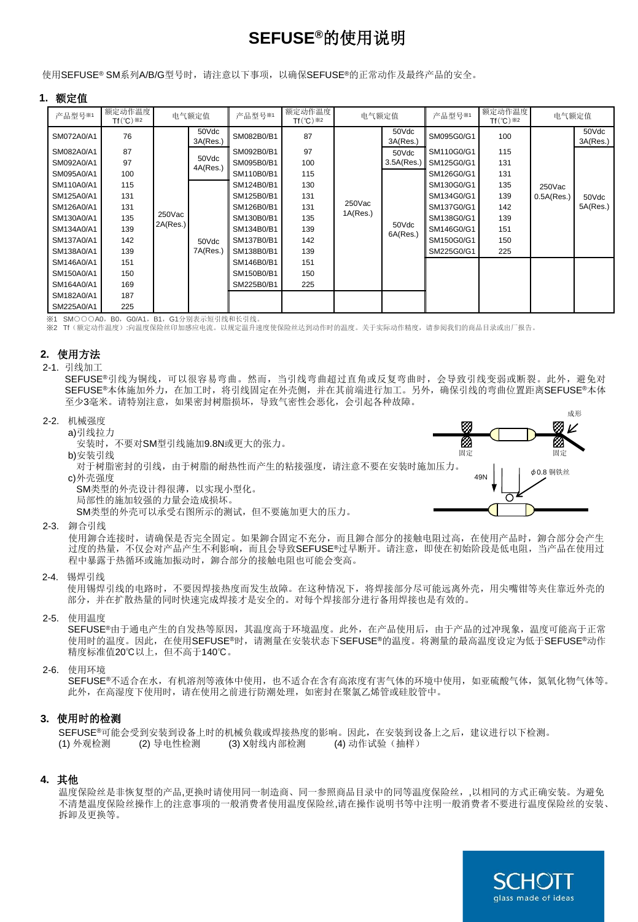# SEFUSE®的使用说明

使用SEFUSE® SM系列A/B/G型号时，请注意以下事项，以确保SEFUSE®的正常动作及最终产品的安全。

## 1. 额定值

| 产品型号※1 | 额定动作温度 Tf(℃)※2 | 电气额定值 | | 产品型号※1 | 额定动作温度 Tf(℃)※2 | 电气额定值 | | 产品型号※1 | 额定动作温度 Tf(℃)※2 | 电气额定值 | |
|---|---|---|---|---|---|---|---|---|---|---|---|
| SM072A0/A1 | 76 | 250Vac 2A(Res.) | 50Vdc 3A(Res.) | SM082B0/B1 | 87 | 250Vac 1A(Res.) | 50Vdc 3A(Res.) | SM095G0/G1 | 100 | 250Vac 0.5A(Res.) | 50Vdc 3A(Res.) |
| SM082A0/A1 | 87 | | 50Vdc 4A(Res.) | SM092B0/B1 | 97 | | 50Vdc 3.5A(Res.) | SM110G0/G1 | 115 | | 50Vdc 5A(Res.) |
| SM092A0/A1 | 97 | | | SM095B0/B1 | 100 | | 50Vdc 6A(Res.) | SM125G0/G1 | 131 | | |
| SM095A0/A1 | 100 | | 50Vdc 7A(Res.) | SM110B0/B1 | 115 | | | SM126G0/G1 | 131 | | |
| SM110A0/A1 | 115 | | | SM124B0/B1 | 130 | | | SM130G0/G1 | 135 | | |
| SM125A0/A1 | 131 | | | SM125B0/B1 | 131 | | | SM134G0/G1 | 139 | | |
| SM126A0/A1 | 131 | | | SM126B0/B1 | 131 | | | SM137G0/G1 | 142 | | |
| SM130A0/A1 | 135 | | | SM130B0/B1 | 135 | | | SM138G0/G1 | 139 | | |
| SM134A0/A1 | 139 | | | SM134B0/B1 | 139 | | | SM146G0/G1 | 151 | | |
| SM137A0/A1 | 142 | | | SM137B0/B1 | 142 | | | SM150G0/G1 | 150 | | |
| SM138A0/A1 | 139 | | | SM138B0/B1 | 139 | | | SM225G0/G1 | 225 | | |
| SM146A0/A1 | 151 | | | SM146B0/B1 | 151 | | | | | | |
| SM150A0/A1 | 150 | | | SM150B0/B1 | 150 | | | | | | |
| SM164A0/A1 | 169 | | | SM225B0/B1 | 225 | | | | | | |
| SM182A0/A1 | 187 | | | | | | | | | | |
| SM225A0/A1 | 225 | | | | | | | | | | |

※1 SM○○○A0，B0，G0/A1，B1，G1分别表示短引线和长引线。
※2 Tf（额定动作温度）:向温度保险丝印加感应电流。以规定温升速度使保险丝达到动作时的温度。关于实际动作精度，请参阅我们的商品目录或出厂报告。

## 2. 使用方法

2-1. 引线加工

SEFUSE®引线为铜线，可以很容易弯曲。然而，当引线弯曲超过直角或反复弯曲时，会导致引线变弱或断裂。此外，避免对SEFUSE®本体施加外力，在加工时，将引线固定在外壳侧，并在其前端进行加工。另外，确保引线的弯曲位置距离SEFUSE®本体至少3毫米。请特别注意，如果密封树脂损坏，导致气密性会恶化，会引起各种故障。

2-2. 机械强度

a)引线拉力
安装时，不要对SM型引线施加9.8N或更大的张力。

b)安装引线
对于树脂密封的引线，由于树脂的耐热性而产生的粘接强度，请注意不要在安装时施加压力。

c)外壳强度
SM类型的外壳设计得很薄，以实现小型化。
局部性的施加较强的力量会造成损坏。
SM类型的外壳可以承受右图所示的测试，但不要施加更大的压力。

成形
固定
固定
49N
ϕ0.8 铜铁丝

2-3. 铆合引线

使用铆合连接时，请确保是否完全固定。如果铆合固定不充分，而且铆合部分的接触电阻过高，在使用产品时，铆合部分会产生过度的热量，不仅会对产品产生不利影响，而且会导致SEFUSE®过早断开。请注意，即使在初始阶段是低电阻，当产品在使用过程中暴露于热循环或施加振动时，铆合部分的接触电阻也可能会变高。

2-4. 锡焊引线

使用锡焊引线的电路时，不要因焊接热度而发生故障。在这种情况下，将焊接部分尽可能远离外壳，用尖嘴钳等夹住靠近外壳的部分，并在扩散热量的同时快速完成焊接才是安全的。对每个焊接部分进行备用焊接也是有效的。

2-5. 使用温度

SEFUSE®由于通电产生的自发热等原因，其温度高于环境温度。此外，在产品使用后，由于产品的过冲现象，温度可能高于正常使用时的温度。因此，在使用SEFUSE®时，请测量在安装状态下SEFUSE®的温度。将测量的最高温度设定为低于SEFUSE®动作精度标准值20℃以上，但不高于140℃。

2-6. 使用环境

SEFUSE®不适合在水，有机溶剂等液体中使用，也不适合在含有高浓度有害气体的环境中使用，如亚硫酸气体，氮氧化物气体等。此外，在高湿度下使用时，请在使用之前进行防潮处理，如密封在聚氯乙烯管或硅胶管中。

## 3. 使用时的检测

SEFUSE®可能会受到安装到设备上时的机械负载或焊接热度的影响。因此，在安装到设备上之后，建议进行以下检测。
(1) 外观检测　　(2) 导电性检测　　(3) X射线内部检测　　(4) 动作试验（抽样）

## 4. 其他

温度保险丝是非恢复型的产品,更换时请使用同一制造商、同一参照商品目录中的同等温度保险丝，,以相同的方式正确安装。为避免不清楚温度保险丝操作上的注意事项的一般消费者使用温度保险丝,请在操作说明书等中注明一般消费者不要进行温度保险丝的安装、拆卸及更换等。

SCHOTT
glass made of ideas